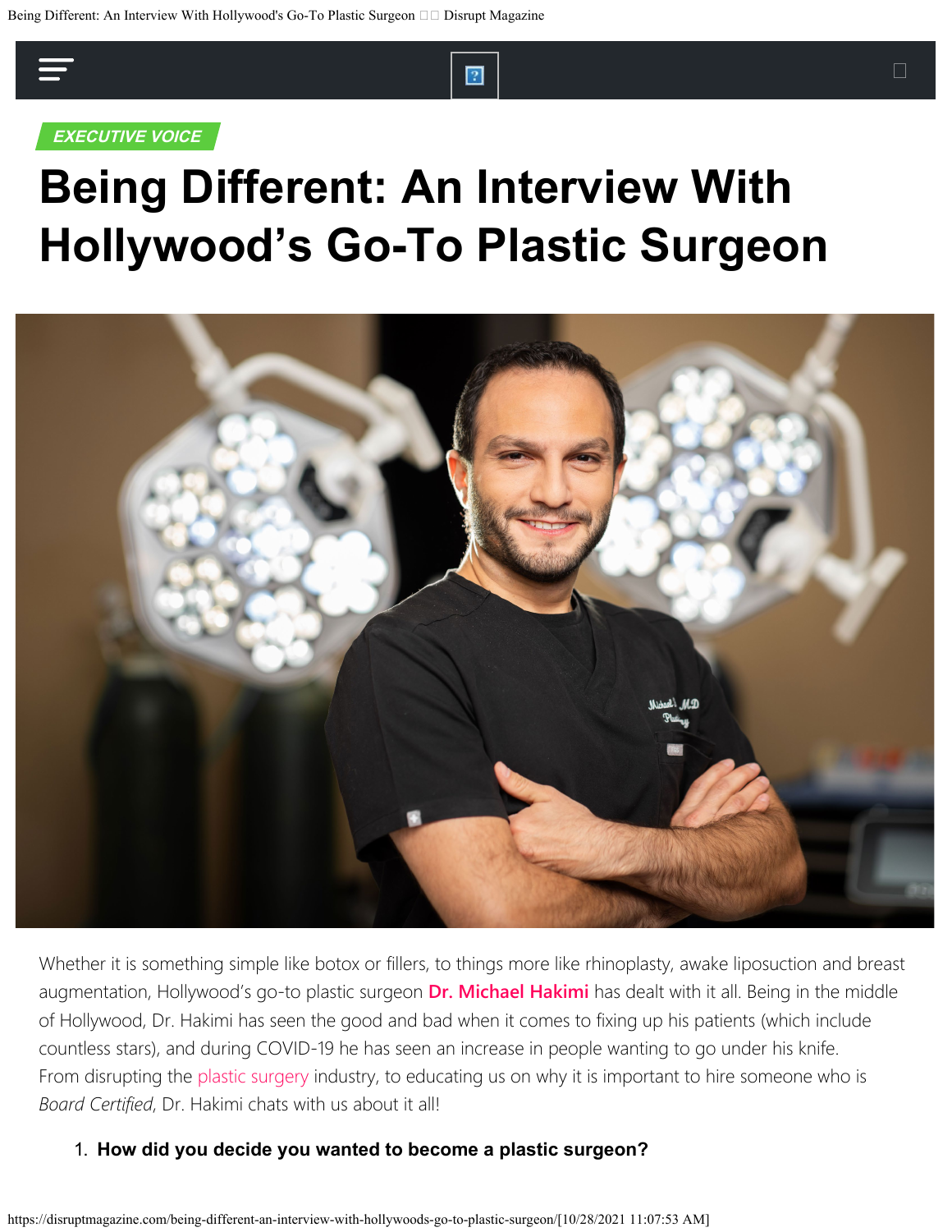EXECUTIVE VOICE

# Being Different: An Interview With Hollywood's Go-To Plastic Surgeon

Whether it is something simple like botox or fillers, to things more like rhinoplasty, awake liposuction and breast augmentation, Hollywood's go-to plastic surgeon **Dr. Michael Hakimi** has dealt with it all. Being in the middle of Hollywood, Dr. Hakimi has seen the good and bad when it comes to fixing up his patients (which include countless stars), and during COVID-19 he has seen an increase in people wanting to go under his knife. From disrupting the plastic surgery industry, to educating us on why it is important to hire someone who is *Board Certified*, Dr. Hakimi chats with us about it all!

1. **How did you decide you wanted to become a plastic surgeon?**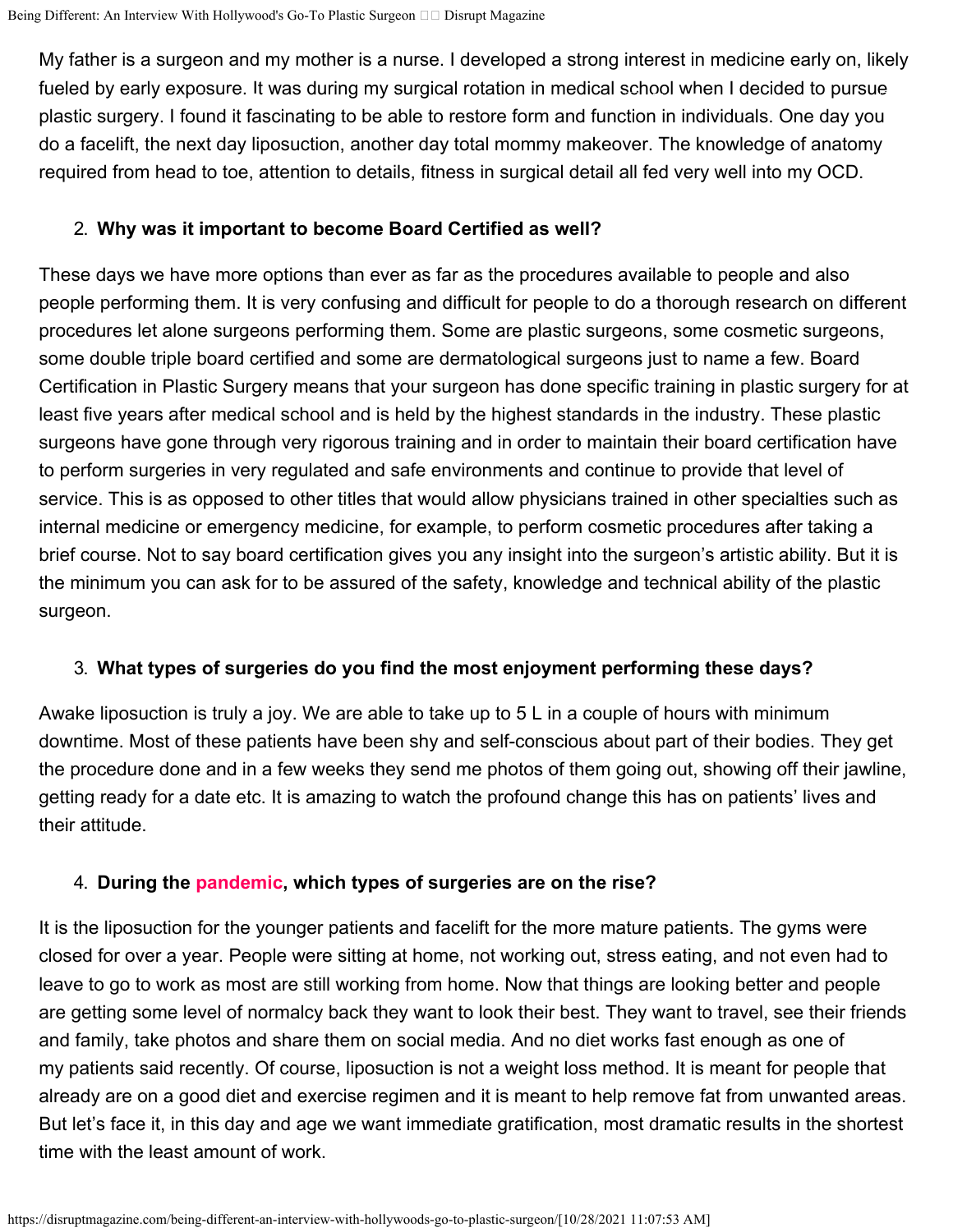My father is a surgeon and my mother is a nurse. I developed a strong interest in medicine early on, likely fueled by early exposure. It was during my surgical rotation in medical school when I decided to pursue plastic surgery. I found it fascinating to be able to restore form and function in individuals. One day you do a facelift, the next day liposuction, another day total mommy makeover. The knowledge of anatomy required from head to toe, attention to details, fitness in surgical detail all fed very well into my OCD.

2. **Why was it important to become Board Certified as well?**

These days we have more options than ever as far as the procedures available to people and also people performing them. It is very confusing and difficult for people to do a thorough research on different procedures let alone surgeons performing them. Some are plastic surgeons, some cosmetic surgeons, some double triple board certified and some are dermatological surgeons just to name a few. Board Certification in Plastic Surgery means that your surgeon has done specific training in plastic surgery for at least five years after medical school and is held by the highest standards in the industry. These plastic surgeons have gone through very rigorous training and in order to maintain their board certification have to perform surgeries in very regulated and safe environments and continue to provide that level of service. This is as opposed to other titles that would allow physicians trained in other specialties such as internal medicine or emergency medicine, for example, to perform cosmetic procedures after taking a brief course. Not to say board certification gives you any insight into the surgeon's artistic ability. But it is the minimum you can ask for to be assured of the safety, knowledge and technical ability of the plastic surgeon.

3. **What types of surgeries do you find the most enjoyment performing these days?**

Awake liposuction is truly a joy. We are able to take up to 5 L in a couple of hours with minimum downtime. Most of these patients have been shy and self-conscious about part of their bodies. They get the procedure done and in a few weeks they send me photos of them going out, showing off their jawline, getting ready for a date etc. It is amazing to watch the profound change this has on patients' lives and their attitude.

4. **During the pandemic, which types of surgeries are on the rise?**

It is the liposuction for the younger patients and facelift for the more mature patients. The gyms were closed for over a year. People were sitting at home, not working out, stress eating, and not even had to leave to go to work as most are still working from home. Now that things are looking better and people are getting some level of normalcy back they want to look their best. They want to travel, see their friends and family, take photos and share them on social media. And no diet works fast enough as one of my patients said recently. Of course, liposuction is not a weight loss method. It is meant for people that already are on a good diet and exercise regimen and it is meant to help remove fat from unwanted areas. But let's face it, in this day and age we want immediate gratification, most dramatic results in the shortest time with the least amount of work.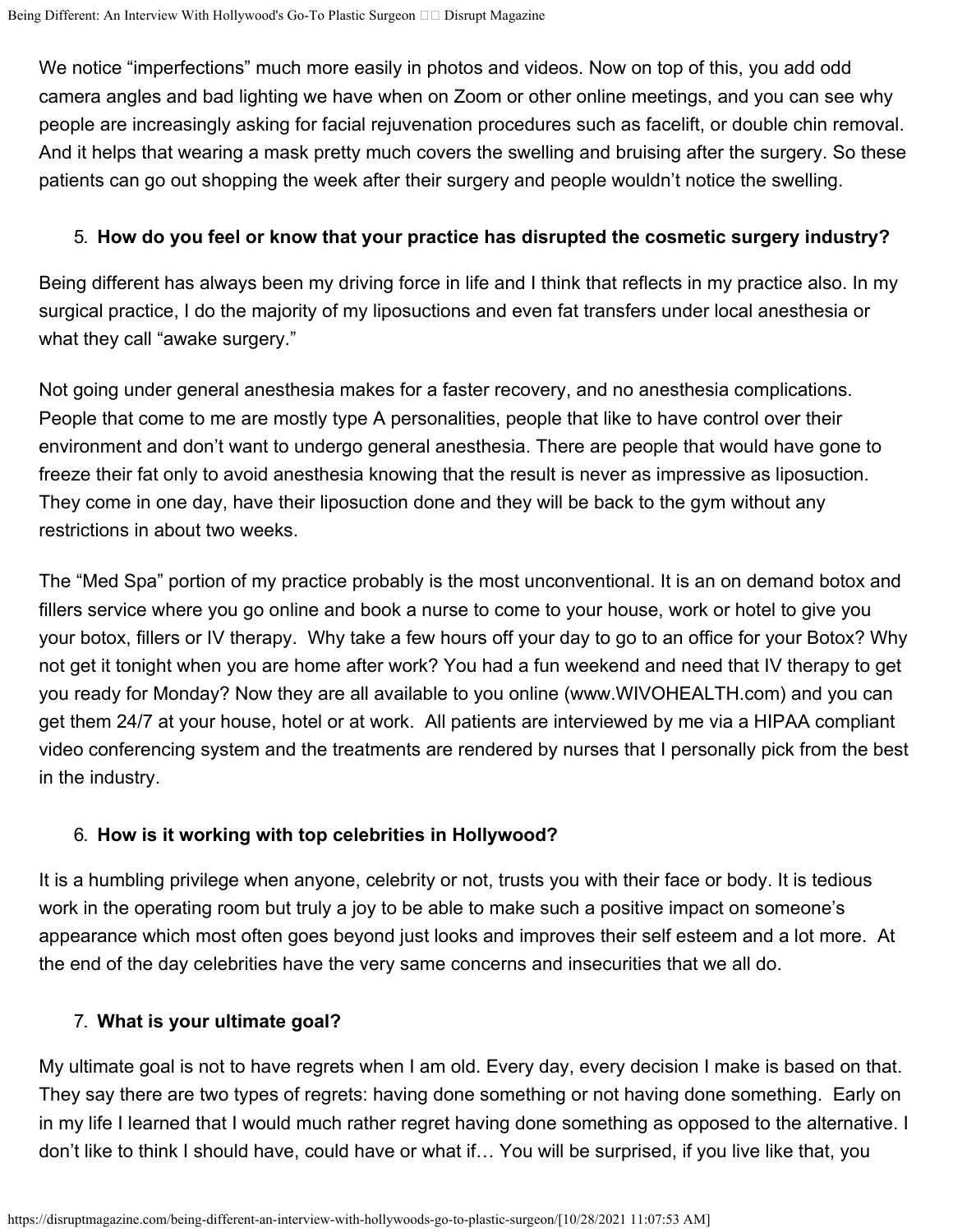We notice "imperfections" much more easily in photos and videos. Now on top of this, you add odd camera angles and bad lighting we have when on Zoom or other online meetings, and you can see why people are increasingly asking for facial rejuvenation procedures such as facelift, or double chin removal. And it helps that wearing a mask pretty much covers the swelling and bruising after the surgery. So these patients can go out shopping the week after their surgery and people wouldn't notice the swelling.

5. **How do you feel or know that your practice has disrupted the cosmetic surgery industry?**

Being different has always been my driving force in life and I think that reflects in my practice also. In my surgical practice, I do the majority of my liposuctions and even fat transfers under local anesthesia or what they call "awake surgery."

Not going under general anesthesia makes for a faster recovery, and no anesthesia complications. People that come to me are mostly type A personalities, people that like to have control over their environment and don't want to undergo general anesthesia. There are people that would have gone to freeze their fat only to avoid anesthesia knowing that the result is never as impressive as liposuction. They come in one day, have their liposuction done and they will be back to the gym without any restrictions in about two weeks.

The "Med Spa" portion of my practice probably is the most unconventional. It is an on demand botox and fillers service where you go online and book a nurse to come to your house, work or hotel to give you your botox, fillers or IV therapy. Why take a few hours off your day to go to an office for your Botox? Why not get it tonight when you are home after work? You had a fun weekend and need that IV therapy to get you ready for Monday? Now they are all available to you online (www.WIVOHEALTH.com) and you can get them 24/7 at your house, hotel or at work. All patients are interviewed by me via a HIPAA compliant video conferencing system and the treatments are rendered by nurses that I personally pick from the best in the industry.

6. **How is it working with top celebrities in Hollywood?**

It is a humbling privilege when anyone, celebrity or not, trusts you with their face or body. It is tedious work in the operating room but truly a joy to be able to make such a positive impact on someone's appearance which most often goes beyond just looks and improves their self esteem and a lot more. At the end of the day celebrities have the very same concerns and insecurities that we all do.

7. **What is your ultimate goal?**

My ultimate goal is not to have regrets when I am old. Every day, every decision I make is based on that. They say there are two types of regrets: having done something or not having done something. Early on in my life I learned that I would much rather regret having done something as opposed to the alternative. I don't like to think I should have, could have or what if… You will be surprised, if you live like that, you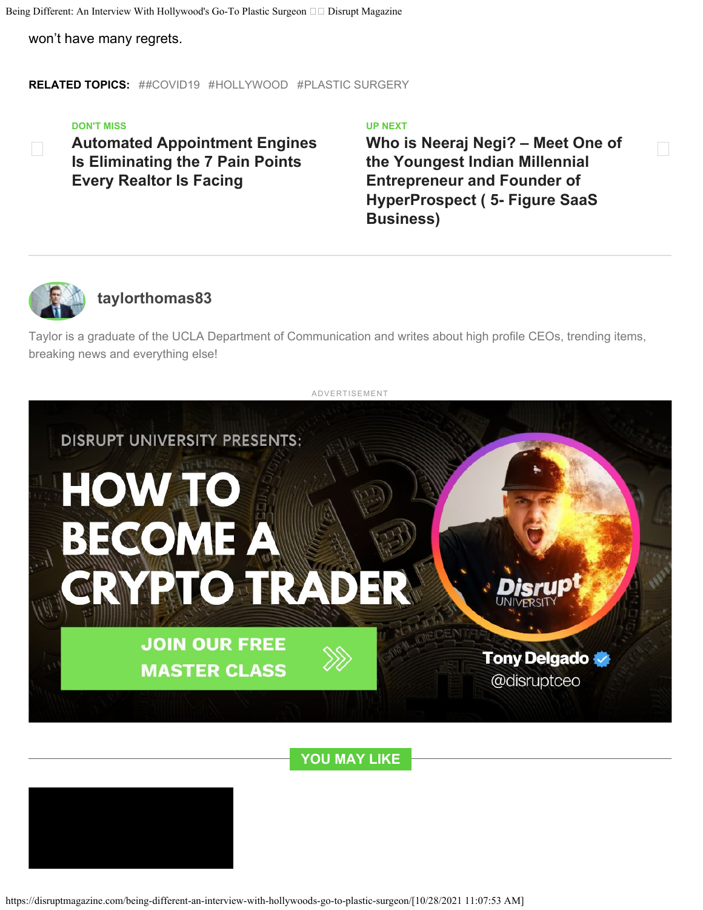won't have many regrets.

**RELATED TOPICS:** ##COVID19 #HOLLYWOOD #PLASTIC SURGERY

DON'T MISS

**Automated Appointment Engines Is Eliminating the 7 Pain Points Every Realtor Is Facing**

UP NEXT

**Who is Neeraj Negi? – Meet One of the Youngest Indian Millennial Entrepreneur and Founder of HyperProspect ( 5- Figure SaaS Business)**

---

**taylorthomas83**

Taylor is a graduate of the UCLA Department of Communication and writes about high profile CEOs, trending items, breaking news and everything else!

ADVERTISEMENT

DISRUPT UNIVERSITY PRESENTS:

HOW TO BECOME A CRYPTO TRADER

JOIN OUR FREE MASTER CLASS

Tony Delgado @disruptceo

YOU MAY LIKE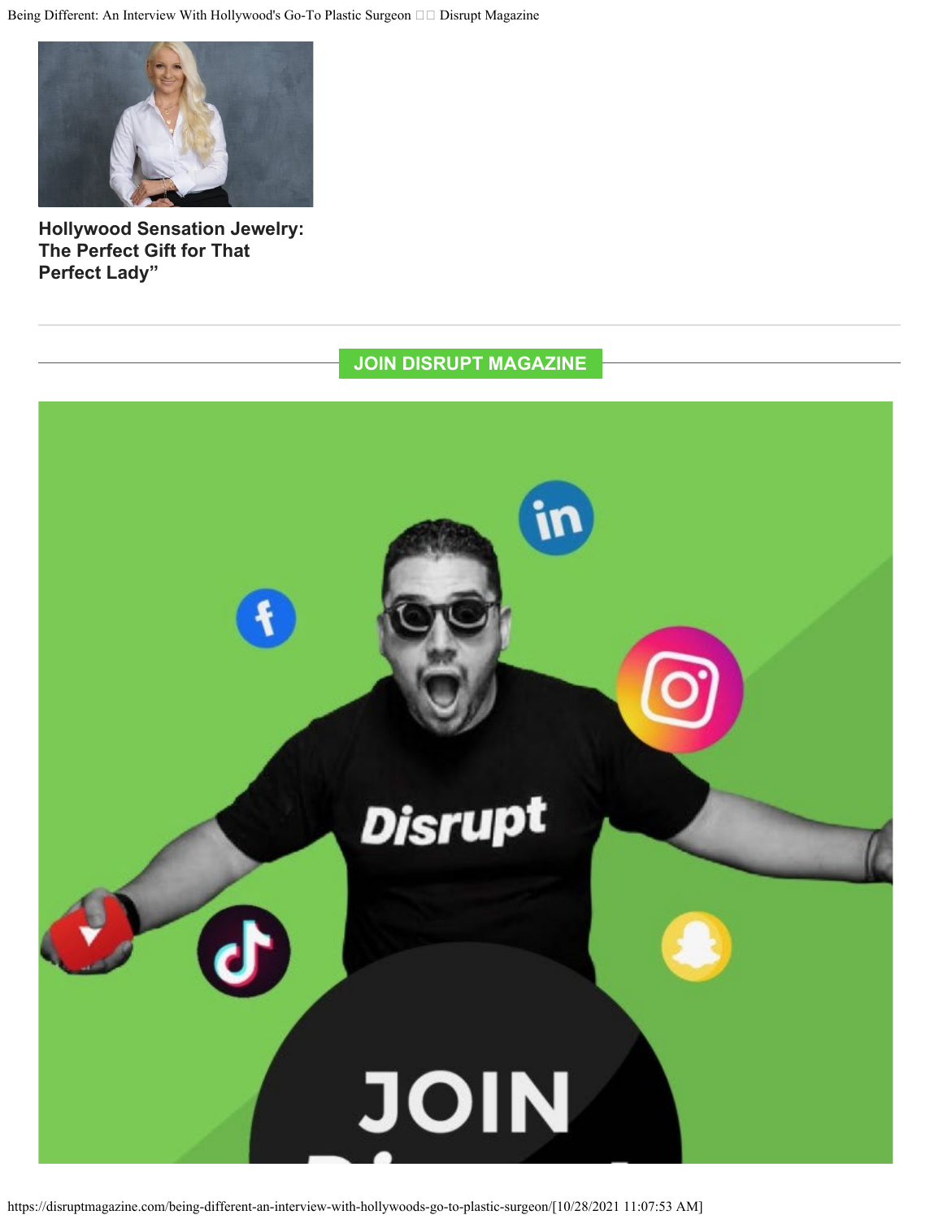**Hollywood Sensation Jewelry: The Perfect Gift for That Perfect Lady"**

---

**JOIN DISRUPT MAGAZINE**